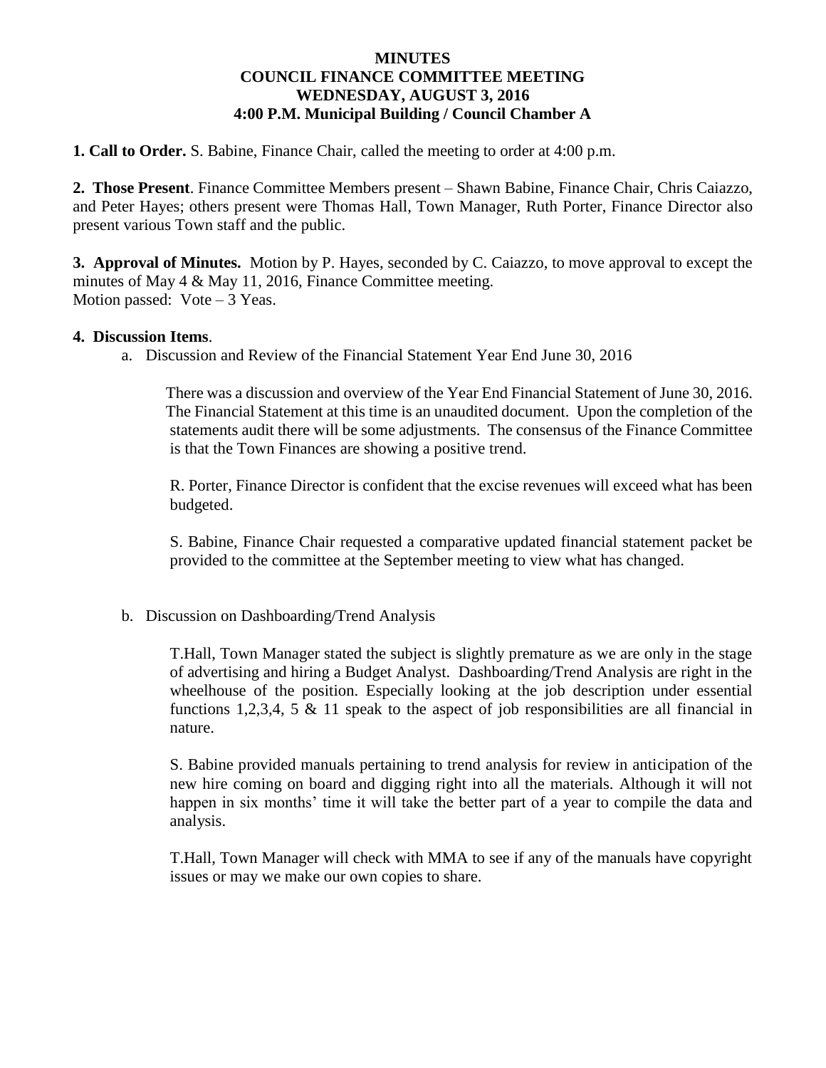# MINUTES
## COUNCIL FINANCE COMMITTEE MEETING
## WEDNESDAY, AUGUST 3, 2016
## 4:00 P.M. Municipal Building / Council Chamber A

**1. Call to Order.** S. Babine, Finance Chair, called the meeting to order at 4:00 p.m.

**2. Those Present**. Finance Committee Members present – Shawn Babine, Finance Chair, Chris Caiazzo, and Peter Hayes; others present were Thomas Hall, Town Manager, Ruth Porter, Finance Director also present various Town staff and the public.

**3. Approval of Minutes.** Motion by P. Hayes, seconded by C. Caiazzo, to move approval to except the minutes of May 4 & May 11, 2016, Finance Committee meeting.
Motion passed: Vote – 3 Yeas.

**4. Discussion Items**.

a. Discussion and Review of the Financial Statement Year End June 30, 2016

There was a discussion and overview of the Year End Financial Statement of June 30, 2016. The Financial Statement at this time is an unaudited document. Upon the completion of the statements audit there will be some adjustments. The consensus of the Finance Committee is that the Town Finances are showing a positive trend.

R. Porter, Finance Director is confident that the excise revenues will exceed what has been budgeted.

S. Babine, Finance Chair requested a comparative updated financial statement packet be provided to the committee at the September meeting to view what has changed.

b. Discussion on Dashboarding/Trend Analysis

T.Hall, Town Manager stated the subject is slightly premature as we are only in the stage of advertising and hiring a Budget Analyst. Dashboarding/Trend Analysis are right in the wheelhouse of the position. Especially looking at the job description under essential functions 1,2,3,4, 5 & 11 speak to the aspect of job responsibilities are all financial in nature.

S. Babine provided manuals pertaining to trend analysis for review in anticipation of the new hire coming on board and digging right into all the materials. Although it will not happen in six months' time it will take the better part of a year to compile the data and analysis.

T.Hall, Town Manager will check with MMA to see if any of the manuals have copyright issues or may we make our own copies to share.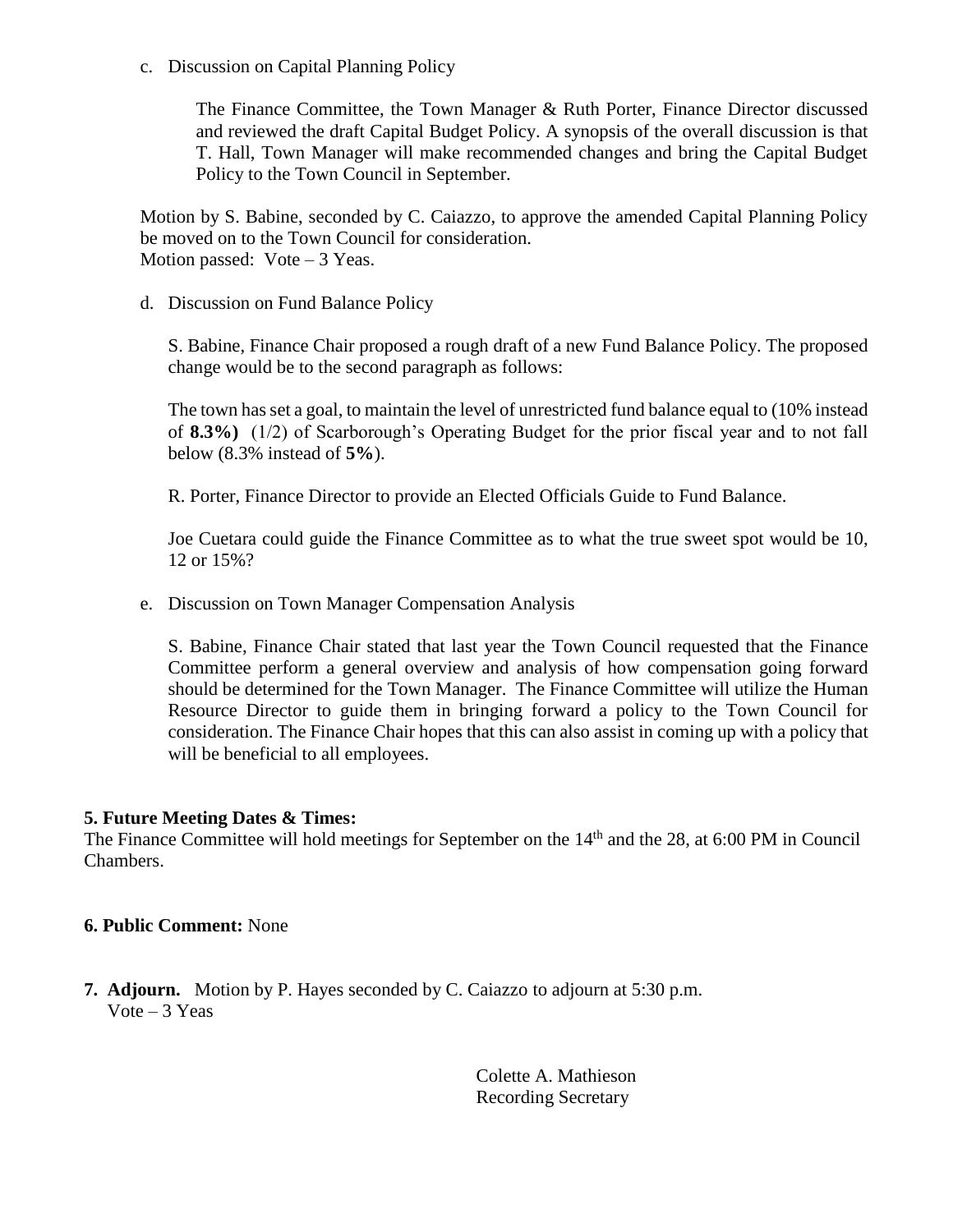c. Discussion on Capital Planning Policy

The Finance Committee, the Town Manager & Ruth Porter, Finance Director discussed and reviewed the draft Capital Budget Policy. A synopsis of the overall discussion is that T. Hall, Town Manager will make recommended changes and bring the Capital Budget Policy to the Town Council in September.

Motion by S. Babine, seconded by C. Caiazzo, to approve the amended Capital Planning Policy be moved on to the Town Council for consideration.
Motion passed: Vote – 3 Yeas.

d. Discussion on Fund Balance Policy

S. Babine, Finance Chair proposed a rough draft of a new Fund Balance Policy. The proposed change would be to the second paragraph as follows:

The town has set a goal, to maintain the level of unrestricted fund balance equal to (10% instead of **8.3%)** (1/2) of Scarborough's Operating Budget for the prior fiscal year and to not fall below (8.3% instead of **5%**).

R. Porter, Finance Director to provide an Elected Officials Guide to Fund Balance.

Joe Cuetara could guide the Finance Committee as to what the true sweet spot would be 10, 12 or 15%?

e. Discussion on Town Manager Compensation Analysis

S. Babine, Finance Chair stated that last year the Town Council requested that the Finance Committee perform a general overview and analysis of how compensation going forward should be determined for the Town Manager. The Finance Committee will utilize the Human Resource Director to guide them in bringing forward a policy to the Town Council for consideration. The Finance Chair hopes that this can also assist in coming up with a policy that will be beneficial to all employees.

**5. Future Meeting Dates & Times:**
The Finance Committee will hold meetings for September on the 14th and the 28, at 6:00 PM in Council Chambers.

**6. Public Comment:** None

**7. Adjourn.** Motion by P. Hayes seconded by C. Caiazzo to adjourn at 5:30 p.m.
Vote – 3 Yeas

Colette A. Mathieson
Recording Secretary